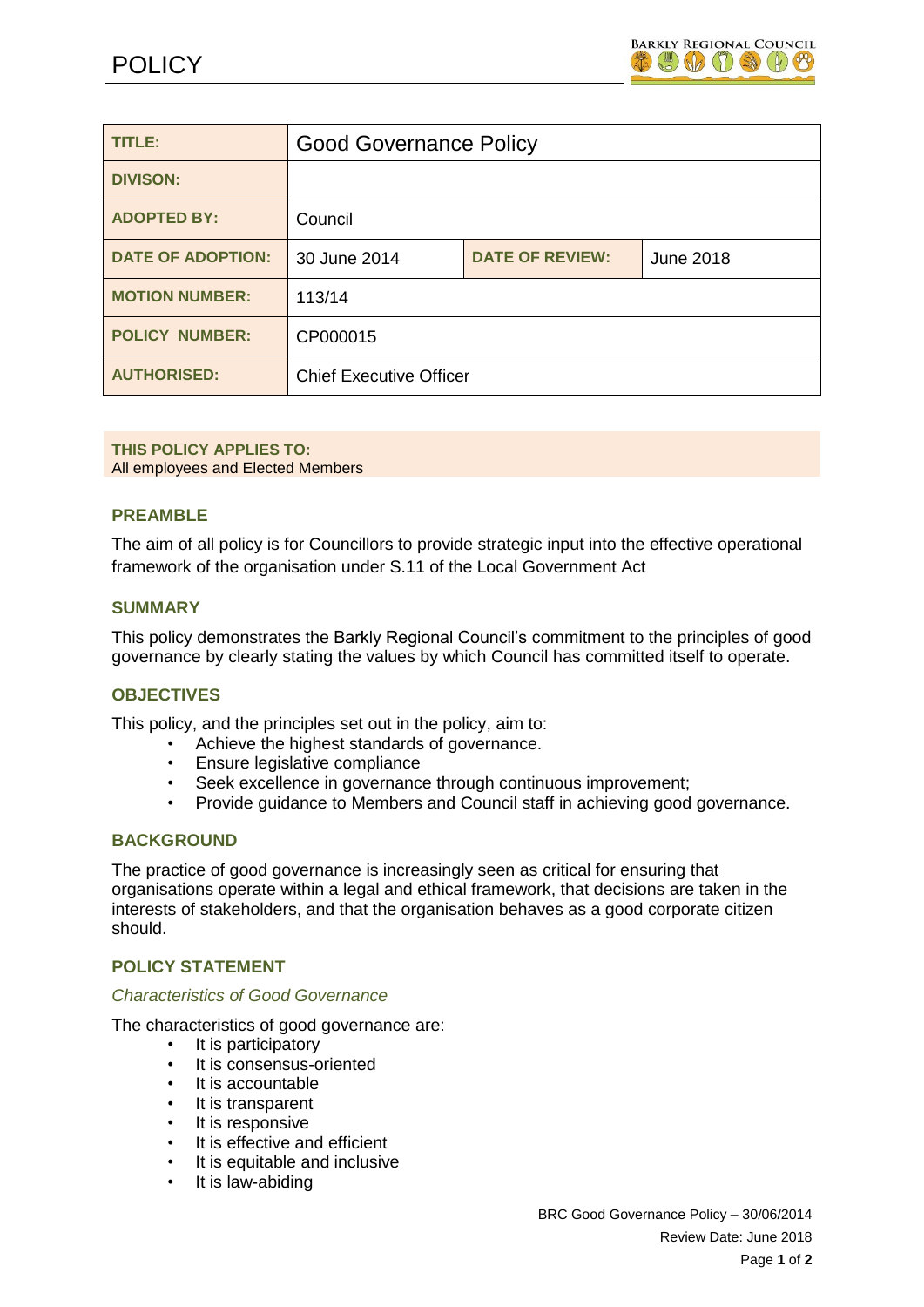# POLICY

| TITLE: | Good Governance Policy | | |
|---|---|---|---|
| DIVISON: | | | |
| ADOPTED BY: | Council | | |
| DATE OF ADOPTION: | 30 June 2014 | DATE OF REVIEW: | June 2018 |
| MOTION NUMBER: | 113/14 | | |
| POLICY NUMBER: | CP000015 | | |
| AUTHORISED: | Chief Executive Officer | | |

**THIS POLICY APPLIES TO:**
All employees and Elected Members

## PREAMBLE

The aim of all policy is for Councillors to provide strategic input into the effective operational framework of the organisation under S.11 of the Local Government Act

## SUMMARY

This policy demonstrates the Barkly Regional Council's commitment to the principles of good governance by clearly stating the values by which Council has committed itself to operate.

## OBJECTIVES

This policy, and the principles set out in the policy, aim to:

- Achieve the highest standards of governance.
- Ensure legislative compliance
- Seek excellence in governance through continuous improvement;
- Provide guidance to Members and Council staff in achieving good governance.

## BACKGROUND

The practice of good governance is increasingly seen as critical for ensuring that organisations operate within a legal and ethical framework, that decisions are taken in the interests of stakeholders, and that the organisation behaves as a good corporate citizen should.

## POLICY STATEMENT

### *Characteristics of Good Governance*

The characteristics of good governance are:

- It is participatory
- It is consensus-oriented
- It is accountable
- It is transparent
- It is responsive
- It is effective and efficient
- It is equitable and inclusive
- It is law-abiding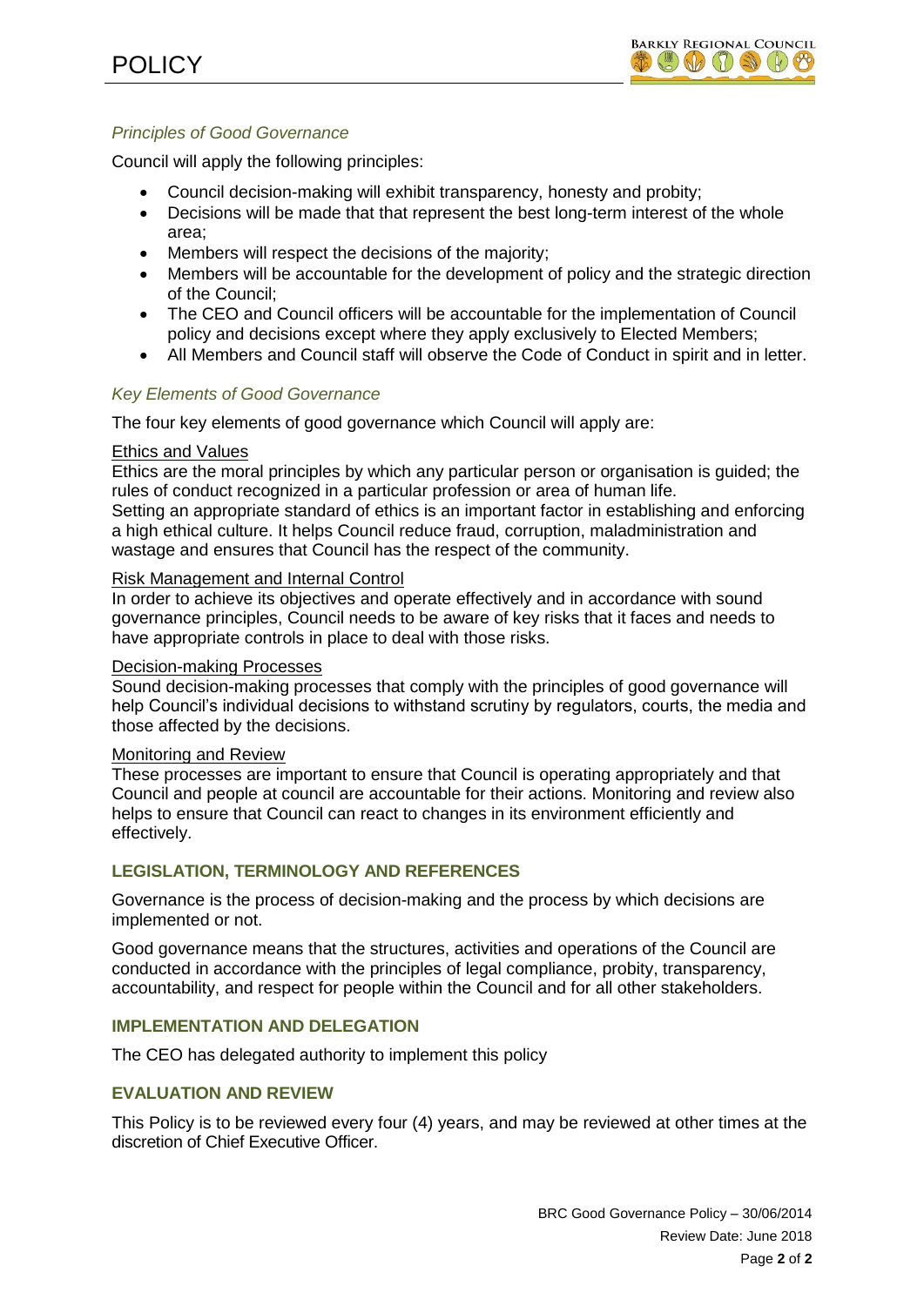### *Principles of Good Governance*

Council will apply the following principles:

- Council decision-making will exhibit transparency, honesty and probity;
- Decisions will be made that that represent the best long-term interest of the whole area;
- Members will respect the decisions of the majority;
- Members will be accountable for the development of policy and the strategic direction of the Council;
- The CEO and Council officers will be accountable for the implementation of Council policy and decisions except where they apply exclusively to Elected Members;
- All Members and Council staff will observe the Code of Conduct in spirit and in letter.

### *Key Elements of Good Governance*

The four key elements of good governance which Council will apply are:

#### Ethics and Values

Ethics are the moral principles by which any particular person or organisation is guided; the rules of conduct recognized in a particular profession or area of human life.
Setting an appropriate standard of ethics is an important factor in establishing and enforcing a high ethical culture. It helps Council reduce fraud, corruption, maladministration and wastage and ensures that Council has the respect of the community.

#### Risk Management and Internal Control

In order to achieve its objectives and operate effectively and in accordance with sound governance principles, Council needs to be aware of key risks that it faces and needs to have appropriate controls in place to deal with those risks.

#### Decision-making Processes

Sound decision-making processes that comply with the principles of good governance will help Council's individual decisions to withstand scrutiny by regulators, courts, the media and those affected by the decisions.

#### Monitoring and Review

These processes are important to ensure that Council is operating appropriately and that Council and people at council are accountable for their actions. Monitoring and review also helps to ensure that Council can react to changes in its environment efficiently and effectively.

## LEGISLATION, TERMINOLOGY AND REFERENCES

Governance is the process of decision-making and the process by which decisions are implemented or not.

Good governance means that the structures, activities and operations of the Council are conducted in accordance with the principles of legal compliance, probity, transparency, accountability, and respect for people within the Council and for all other stakeholders.

## IMPLEMENTATION AND DELEGATION

The CEO has delegated authority to implement this policy

## EVALUATION AND REVIEW

This Policy is to be reviewed every four (4) years, and may be reviewed at other times at the discretion of Chief Executive Officer.